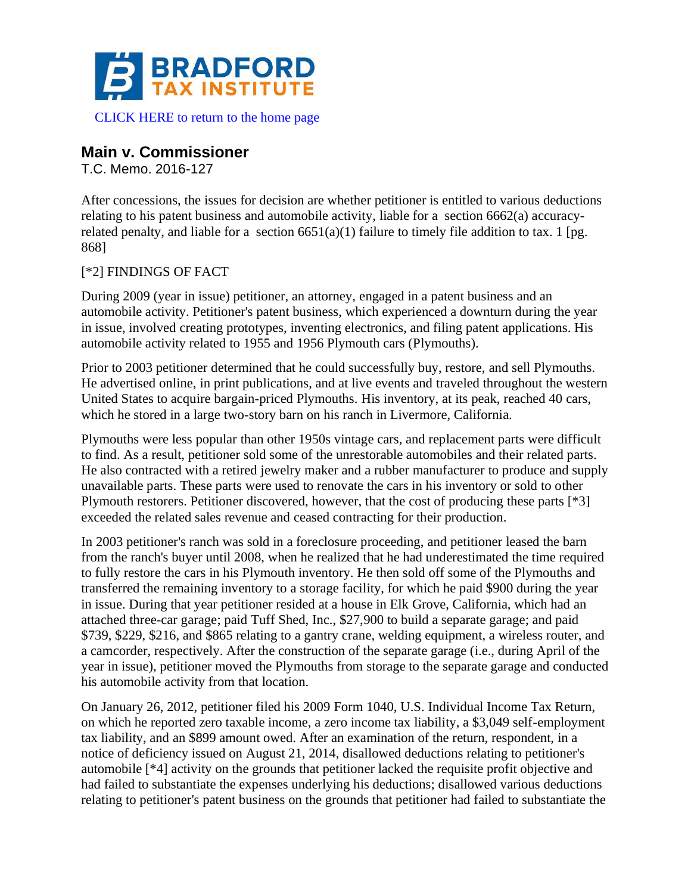# BRADFORD TAX INSTITUTE

CLICK HERE to return to the home page

## Main v. Commissioner

T.C. Memo. 2016-127

After concessions, the issues for decision are whether petitioner is entitled to various deductions relating to his patent business and automobile activity, liable for a section 6662(a) accuracy-related penalty, and liable for a section 6651(a)(1) failure to timely file addition to tax. 1 [pg. 868]

[*2] FINDINGS OF FACT

During 2009 (year in issue) petitioner, an attorney, engaged in a patent business and an automobile activity. Petitioner's patent business, which experienced a downturn during the year in issue, involved creating prototypes, inventing electronics, and filing patent applications. His automobile activity related to 1955 and 1956 Plymouth cars (Plymouths).

Prior to 2003 petitioner determined that he could successfully buy, restore, and sell Plymouths. He advertised online, in print publications, and at live events and traveled throughout the western United States to acquire bargain-priced Plymouths. His inventory, at its peak, reached 40 cars, which he stored in a large two-story barn on his ranch in Livermore, California.

Plymouths were less popular than other 1950s vintage cars, and replacement parts were difficult to find. As a result, petitioner sold some of the unrestorable automobiles and their related parts. He also contracted with a retired jewelry maker and a rubber manufacturer to produce and supply unavailable parts. These parts were used to renovate the cars in his inventory or sold to other Plymouth restorers. Petitioner discovered, however, that the cost of producing these parts [*3] exceeded the related sales revenue and ceased contracting for their production.

In 2003 petitioner's ranch was sold in a foreclosure proceeding, and petitioner leased the barn from the ranch's buyer until 2008, when he realized that he had underestimated the time required to fully restore the cars in his Plymouth inventory. He then sold off some of the Plymouths and transferred the remaining inventory to a storage facility, for which he paid $900 during the year in issue. During that year petitioner resided at a house in Elk Grove, California, which had an attached three-car garage; paid Tuff Shed, Inc., $27,900 to build a separate garage; and paid $739, $229, $216, and $865 relating to a gantry crane, welding equipment, a wireless router, and a camcorder, respectively. After the construction of the separate garage (i.e., during April of the year in issue), petitioner moved the Plymouths from storage to the separate garage and conducted his automobile activity from that location.

On January 26, 2012, petitioner filed his 2009 Form 1040, U.S. Individual Income Tax Return, on which he reported zero taxable income, a zero income tax liability, a $3,049 self-employment tax liability, and an $899 amount owed. After an examination of the return, respondent, in a notice of deficiency issued on August 21, 2014, disallowed deductions relating to petitioner's automobile [*4] activity on the grounds that petitioner lacked the requisite profit objective and had failed to substantiate the expenses underlying his deductions; disallowed various deductions relating to petitioner's patent business on the grounds that petitioner had failed to substantiate the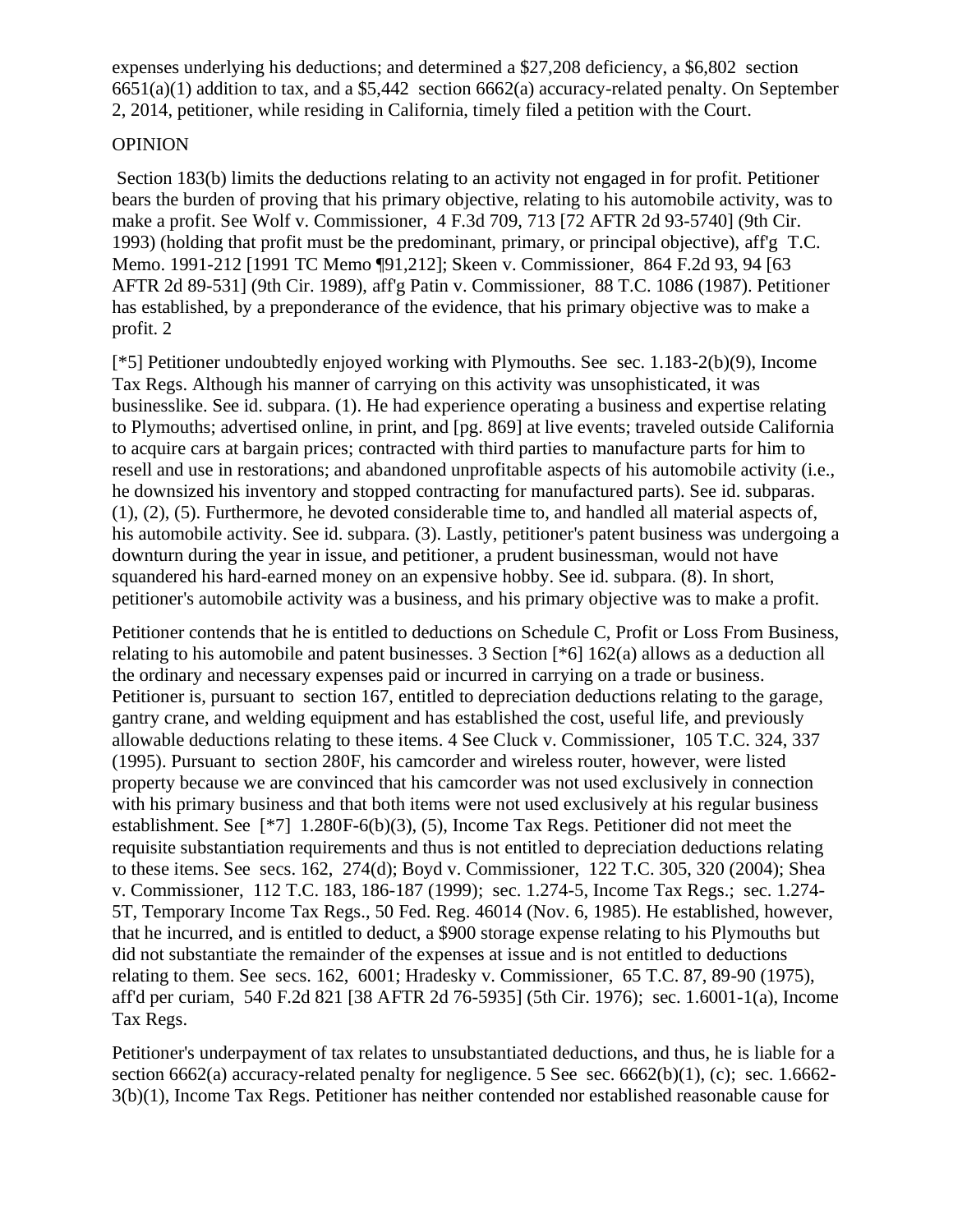expenses underlying his deductions; and determined a $27,208 deficiency, a $6,802 section 6651(a)(1) addition to tax, and a $5,442 section 6662(a) accuracy-related penalty. On September 2, 2014, petitioner, while residing in California, timely filed a petition with the Court.

## OPINION

Section 183(b) limits the deductions relating to an activity not engaged in for profit. Petitioner bears the burden of proving that his primary objective, relating to his automobile activity, was to make a profit. See Wolf v. Commissioner, 4 F.3d 709, 713 [72 AFTR 2d 93-5740] (9th Cir. 1993) (holding that profit must be the predominant, primary, or principal objective), aff'g T.C. Memo. 1991-212 [1991 TC Memo ¶91,212]; Skeen v. Commissioner, 864 F.2d 93, 94 [63 AFTR 2d 89-531] (9th Cir. 1989), aff'g Patin v. Commissioner, 88 T.C. 1086 (1987). Petitioner has established, by a preponderance of the evidence, that his primary objective was to make a profit. 2

[*5] Petitioner undoubtedly enjoyed working with Plymouths. See sec. 1.183-2(b)(9), Income Tax Regs. Although his manner of carrying on this activity was unsophisticated, it was businesslike. See id. subpara. (1). He had experience operating a business and expertise relating to Plymouths; advertised online, in print, and [pg. 869] at live events; traveled outside California to acquire cars at bargain prices; contracted with third parties to manufacture parts for him to resell and use in restorations; and abandoned unprofitable aspects of his automobile activity (i.e., he downsized his inventory and stopped contracting for manufactured parts). See id. subparas. (1), (2), (5). Furthermore, he devoted considerable time to, and handled all material aspects of, his automobile activity. See id. subpara. (3). Lastly, petitioner's patent business was undergoing a downturn during the year in issue, and petitioner, a prudent businessman, would not have squandered his hard-earned money on an expensive hobby. See id. subpara. (8). In short, petitioner's automobile activity was a business, and his primary objective was to make a profit.

Petitioner contends that he is entitled to deductions on Schedule C, Profit or Loss From Business, relating to his automobile and patent businesses. 3 Section [*6] 162(a) allows as a deduction all the ordinary and necessary expenses paid or incurred in carrying on a trade or business. Petitioner is, pursuant to section 167, entitled to depreciation deductions relating to the garage, gantry crane, and welding equipment and has established the cost, useful life, and previously allowable deductions relating to these items. 4 See Cluck v. Commissioner, 105 T.C. 324, 337 (1995). Pursuant to section 280F, his camcorder and wireless router, however, were listed property because we are convinced that his camcorder was not used exclusively in connection with his primary business and that both items were not used exclusively at his regular business establishment. See [*7] 1.280F-6(b)(3), (5), Income Tax Regs. Petitioner did not meet the requisite substantiation requirements and thus is not entitled to depreciation deductions relating to these items. See secs. 162, 274(d); Boyd v. Commissioner, 122 T.C. 305, 320 (2004); Shea v. Commissioner, 112 T.C. 183, 186-187 (1999); sec. 1.274-5, Income Tax Regs.; sec. 1.274-5T, Temporary Income Tax Regs., 50 Fed. Reg. 46014 (Nov. 6, 1985). He established, however, that he incurred, and is entitled to deduct, a $900 storage expense relating to his Plymouths but did not substantiate the remainder of the expenses at issue and is not entitled to deductions relating to them. See secs. 162, 6001; Hradesky v. Commissioner, 65 T.C. 87, 89-90 (1975), aff'd per curiam, 540 F.2d 821 [38 AFTR 2d 76-5935] (5th Cir. 1976); sec. 1.6001-1(a), Income Tax Regs.

Petitioner's underpayment of tax relates to unsubstantiated deductions, and thus, he is liable for a section 6662(a) accuracy-related penalty for negligence. 5 See sec. 6662(b)(1), (c); sec. 1.6662-3(b)(1), Income Tax Regs. Petitioner has neither contended nor established reasonable cause for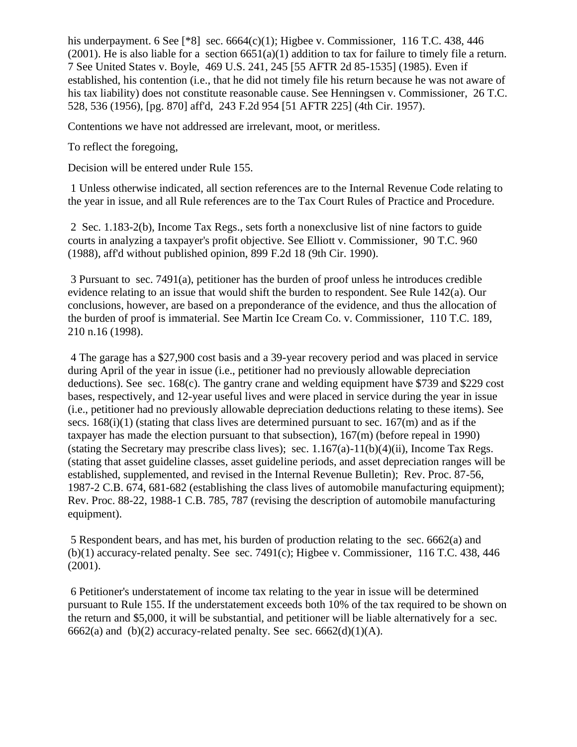his underpayment. 6 See [*8] sec. 6664(c)(1); Higbee v. Commissioner, 116 T.C. 438, 446 (2001). He is also liable for a section 6651(a)(1) addition to tax for failure to timely file a return. 7 See United States v. Boyle, 469 U.S. 241, 245 [55 AFTR 2d 85-1535] (1985). Even if established, his contention (i.e., that he did not timely file his return because he was not aware of his tax liability) does not constitute reasonable cause. See Henningsen v. Commissioner, 26 T.C. 528, 536 (1956), [pg. 870] aff'd, 243 F.2d 954 [51 AFTR 225] (4th Cir. 1957).

Contentions we have not addressed are irrelevant, moot, or meritless.

To reflect the foregoing,

Decision will be entered under Rule 155.

1 Unless otherwise indicated, all section references are to the Internal Revenue Code relating to the year in issue, and all Rule references are to the Tax Court Rules of Practice and Procedure.

2 Sec. 1.183-2(b), Income Tax Regs., sets forth a nonexclusive list of nine factors to guide courts in analyzing a taxpayer's profit objective. See Elliott v. Commissioner, 90 T.C. 960 (1988), aff'd without published opinion, 899 F.2d 18 (9th Cir. 1990).

3 Pursuant to sec. 7491(a), petitioner has the burden of proof unless he introduces credible evidence relating to an issue that would shift the burden to respondent. See Rule 142(a). Our conclusions, however, are based on a preponderance of the evidence, and thus the allocation of the burden of proof is immaterial. See Martin Ice Cream Co. v. Commissioner, 110 T.C. 189, 210 n.16 (1998).

4 The garage has a $27,900 cost basis and a 39-year recovery period and was placed in service during April of the year in issue (i.e., petitioner had no previously allowable depreciation deductions). See sec. 168(c). The gantry crane and welding equipment have $739 and $229 cost bases, respectively, and 12-year useful lives and were placed in service during the year in issue (i.e., petitioner had no previously allowable depreciation deductions relating to these items). See secs. 168(i)(1) (stating that class lives are determined pursuant to sec. 167(m) and as if the taxpayer has made the election pursuant to that subsection), 167(m) (before repeal in 1990) (stating the Secretary may prescribe class lives); sec. 1.167(a)-11(b)(4)(ii), Income Tax Regs. (stating that asset guideline classes, asset guideline periods, and asset depreciation ranges will be established, supplemented, and revised in the Internal Revenue Bulletin); Rev. Proc. 87-56, 1987-2 C.B. 674, 681-682 (establishing the class lives of automobile manufacturing equipment); Rev. Proc. 88-22, 1988-1 C.B. 785, 787 (revising the description of automobile manufacturing equipment).

5 Respondent bears, and has met, his burden of production relating to the sec. 6662(a) and (b)(1) accuracy-related penalty. See sec. 7491(c); Higbee v. Commissioner, 116 T.C. 438, 446 (2001).

6 Petitioner's understatement of income tax relating to the year in issue will be determined pursuant to Rule 155. If the understatement exceeds both 10% of the tax required to be shown on the return and $5,000, it will be substantial, and petitioner will be liable alternatively for a sec. 6662(a) and (b)(2) accuracy-related penalty. See sec. 6662(d)(1)(A).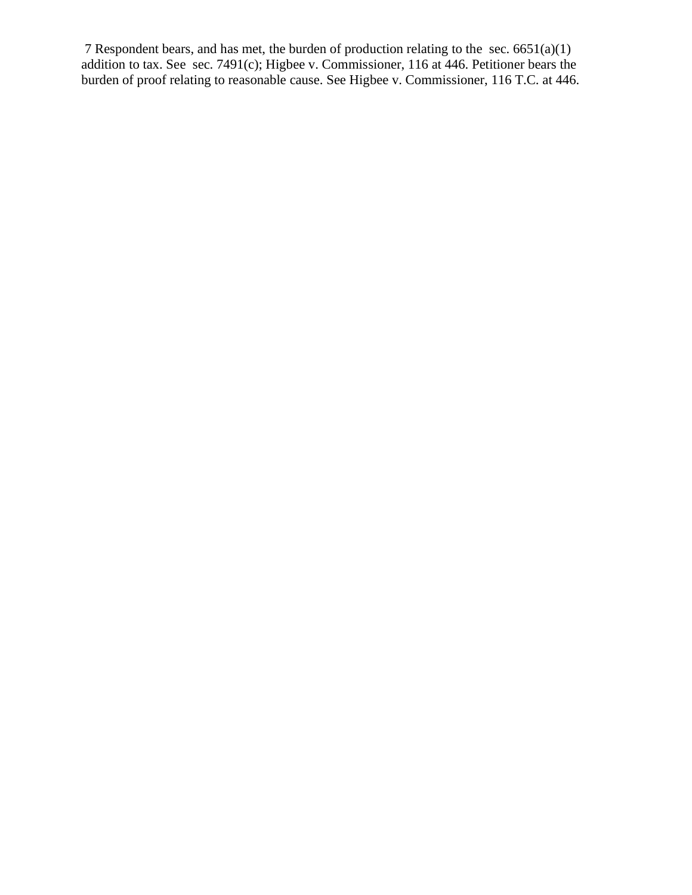7 Respondent bears, and has met, the burden of production relating to the sec. 6651(a)(1) addition to tax. See sec. 7491(c); Higbee v. Commissioner, 116 at 446. Petitioner bears the burden of proof relating to reasonable cause. See Higbee v. Commissioner, 116 T.C. at 446.